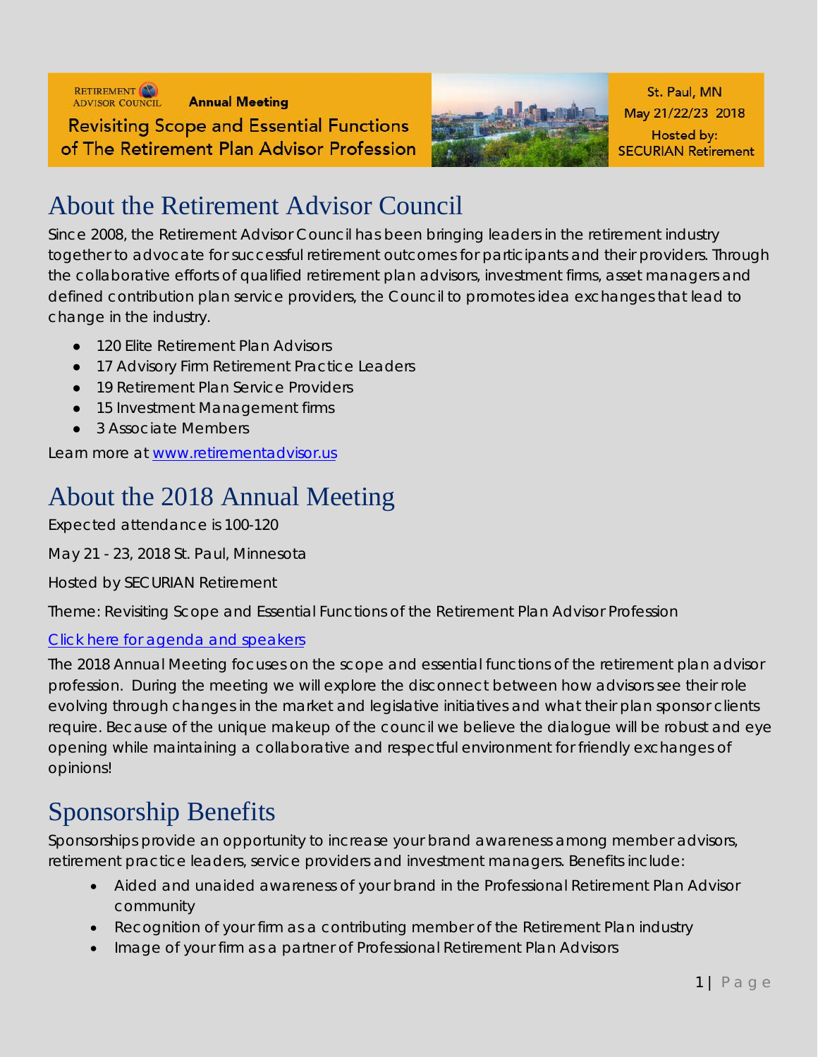Retirement Advisor Council **Annual Meeting**

Revisiting Scope and Essential Functions of The Retirement Plan Advisor Profession

St. Paul, MN
May 21/22/23 2018
Hosted by:
SECURIAN Retirement

# About the Retirement Advisor Council

Since 2008, the Retirement Advisor Council has been bringing leaders in the retirement industry together to advocate for successful retirement outcomes for participants and their providers. Through the collaborative efforts of qualified retirement plan advisors, investment firms, asset managers and defined contribution plan service providers, the Council to promotes idea exchanges that lead to change in the industry.

- 120 Elite Retirement Plan Advisors
- 17 Advisory Firm Retirement Practice Leaders
- 19 Retirement Plan Service Providers
- 15 Investment Management firms
- 3 Associate Members

Learn more at www.retirementadvisor.us

# About the 2018 Annual Meeting

Expected attendance is 100-120

May 21 - 23, 2018 St. Paul, Minnesota

Hosted by SECURIAN Retirement

Theme: Revisiting Scope and Essential Functions of the Retirement Plan Advisor Profession

Click here for agenda and speakers

The 2018 Annual Meeting focuses on the scope and essential functions of the retirement plan advisor profession. During the meeting we will explore the disconnect between how advisors see their role evolving through changes in the market and legislative initiatives and what their plan sponsor clients require. Because of the unique makeup of the council we believe the dialogue will be robust and eye opening while maintaining a collaborative and respectful environment for friendly exchanges of opinions!

# Sponsorship Benefits

Sponsorships provide an opportunity to increase your brand awareness among member advisors, retirement practice leaders, service providers and investment managers. Benefits include:

- Aided and unaided awareness of your brand in the Professional Retirement Plan Advisor community
- Recognition of your firm as a contributing member of the Retirement Plan industry
- Image of your firm as a partner of Professional Retirement Plan Advisors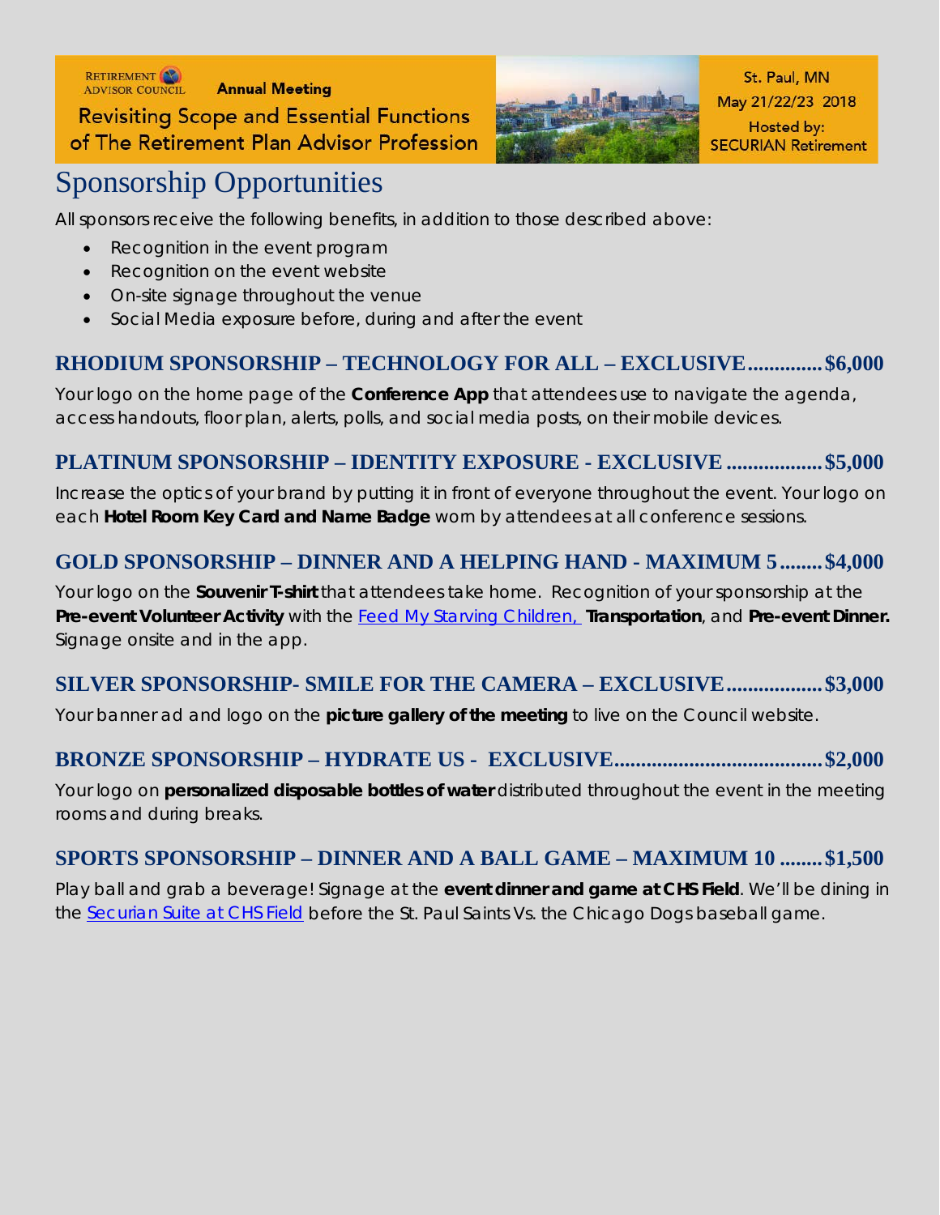Retirement Advisor Council **Annual Meeting**

Revisiting Scope and Essential Functions of The Retirement Plan Advisor Profession

St. Paul, MN
May 21/22/23 2018
Hosted by:
SECURIAN Retirement

# Sponsorship Opportunities

All sponsors receive the following benefits, in addition to those described above:

- Recognition in the event program
- Recognition on the event website
- On-site signage throughout the venue
- Social Media exposure before, during and after the event

## RHODIUM SPONSORSHIP – TECHNOLOGY FOR ALL – EXCLUSIVE.............$6,000

Your logo on the home page of the **Conference App** that attendees use to navigate the agenda, access handouts, floor plan, alerts, polls, and social media posts, on their mobile devices.

## PLATINUM SPONSORSHIP – IDENTITY EXPOSURE - EXCLUSIVE ..................$5,000

Increase the optics of your brand by putting it in front of everyone throughout the event. Your logo on each **Hotel Room Key Card and Name Badge** worn by attendees at all conference sessions.

## GOLD SPONSORSHIP – DINNER AND A HELPING HAND - MAXIMUM 5........$4,000

Your logo on the **Souvenir T-shirt** that attendees take home. Recognition of your sponsorship at the **Pre-event Volunteer Activity** with the Feed My Starving Children, **Transportation**, and **Pre-event Dinner.** Signage onsite and in the app.

## SILVER SPONSORSHIP- SMILE FOR THE CAMERA – EXCLUSIVE..................$3,000

Your banner ad and logo on the **picture gallery of the meeting** to live on the Council website.

## BRONZE SPONSORSHIP – HYDRATE US - EXCLUSIVE......................................$2,000

Your logo on **personalized disposable bottles of water** distributed throughout the event in the meeting rooms and during breaks.

## SPORTS SPONSORSHIP – DINNER AND A BALL GAME – MAXIMUM 10 ........$1,500

Play ball and grab a beverage! Signage at the **event dinner and game at CHS Field**. We'll be dining in the Securian Suite at CHS Field before the St. Paul Saints Vs. the Chicago Dogs baseball game.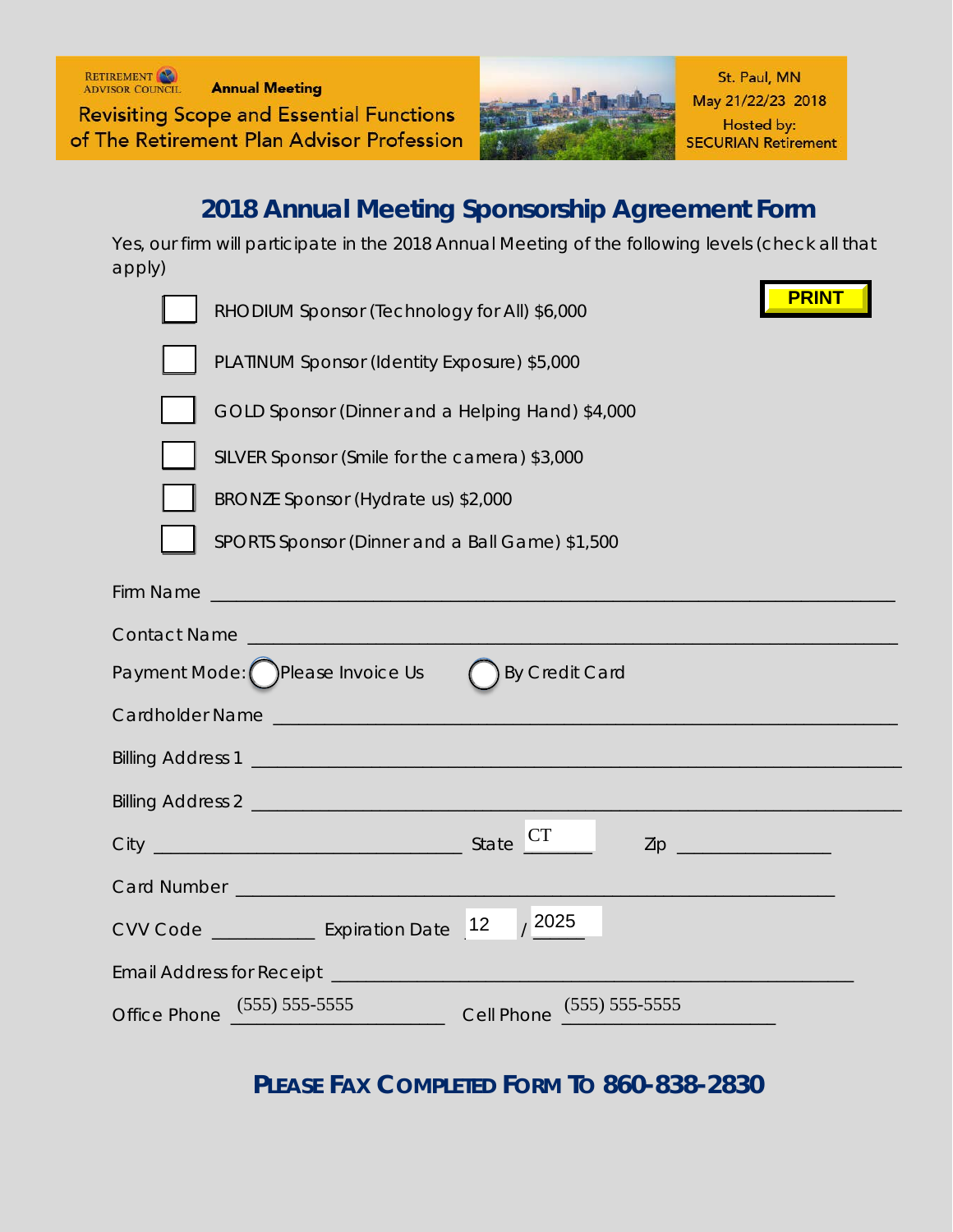Retirement Advisor Council **Annual Meeting**

Revisiting Scope and Essential Functions of The Retirement Plan Advisor Profession

St. Paul, MN
May 21/22/23 2018
Hosted by:
SECURIAN Retirement

## 2018 Annual Meeting Sponsorship Agreement Form

Yes, our firm will participate in the 2018 Annual Meeting of the following levels (check all that apply)

**PRINT**

- ☐ RHODIUM Sponsor (Technology for All) $6,000
- ☐ PLATINUM Sponsor (Identity Exposure) $5,000
- ☐ GOLD Sponsor (Dinner and a Helping Hand) $4,000
- ☐ SILVER Sponsor (Smile for the camera) $3,000
- ☐ BRONZE Sponsor (Hydrate us) $2,000
- ☐ SPORTS Sponsor (Dinner and a Ball Game) $1,500

Firm Name ______________________________

Contact Name ______________________________

Payment Mode: ◯ Please Invoice Us ◯ By Credit Card

Cardholder Name ______________________________

Billing Address 1 ______________________________

Billing Address 2 ______________________________

City ________________ State CT Zip ________________

Card Number ______________________________

CVV Code __________ Expiration Date 12 / 2025

Email Address for Receipt ______________________________

Office Phone (555) 555-5555 Cell Phone (555) 555-5555

**Please Fax Completed Form To 860-838-2830**